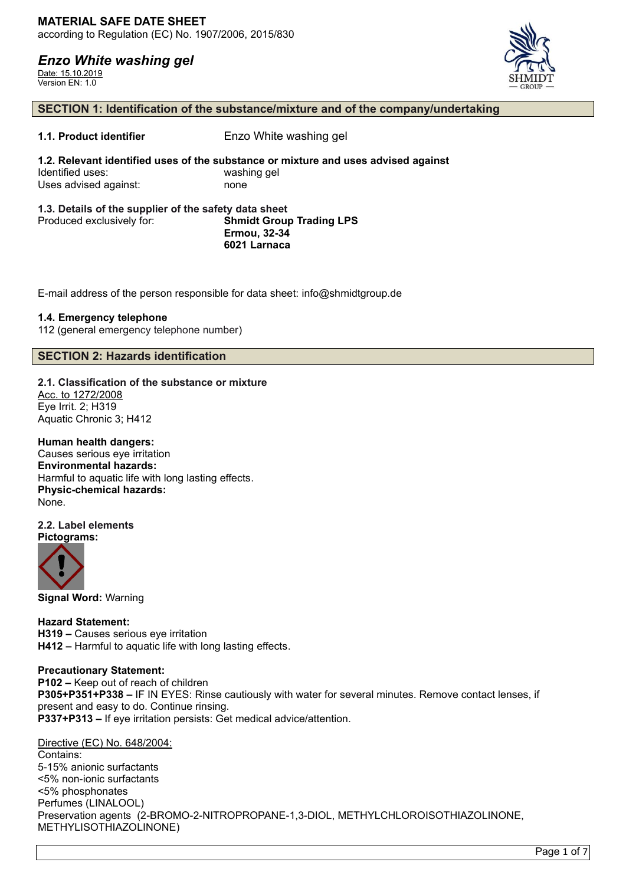**MATERIAL SAFE DATE SHEET**
according to Regulation (EC) No. 1907/2006, 2015/830

***Enzo White washing gel***
Date: 15.10.2019
Version EN: 1.0

## SECTION 1: Identification of the substance/mixture and of the company/undertaking

**1.1. Product identifier** Enzo White washing gel

**1.2. Relevant identified uses of the substance or mixture and uses advised against**
Identified uses: washing gel
Uses advised against: none

**1.3. Details of the supplier of the safety data sheet**
Produced exclusively for: **Shmidt Group Trading LPS**
**Ermou, 32-34**
**6021 Larnaca**

E-mail address of the person responsible for data sheet: info@shmidtgroup.de

**1.4. Emergency telephone**
112 (general emergency telephone number)

## SECTION 2: Hazards identification

**2.1. Classification of the substance or mixture**
Acc. to 1272/2008
Eye Irrit. 2; H319
Aquatic Chronic 3; H412

**Human health dangers:**
Causes serious eye irritation
**Environmental hazards:**
Harmful to aquatic life with long lasting effects.
**Physic-chemical hazards:**
None.

**2.2. Label elements**
**Pictograms:**

**Signal Word:** Warning

**Hazard Statement:**
**H319 –** Causes serious eye irritation
**H412 –** Harmful to aquatic life with long lasting effects.

**Precautionary Statement:**
**P102 –** Keep out of reach of children
**P305+P351+P338 –** IF IN EYES: Rinse cautiously with water for several minutes. Remove contact lenses, if present and easy to do. Continue rinsing.
**P337+P313 –** If eye irritation persists: Get medical advice/attention.

Directive (EC) No. 648/2004:
Contains:
5-15% anionic surfactants
<5% non-ionic surfactants
<5% phosphonates
Perfumes (LINALOOL)
Preservation agents (2-BROMO-2-NITROPROPANE-1,3-DIOL, METHYLCHLOROISOTHIAZOLINONE, METHYLISOTHIAZOLINONE)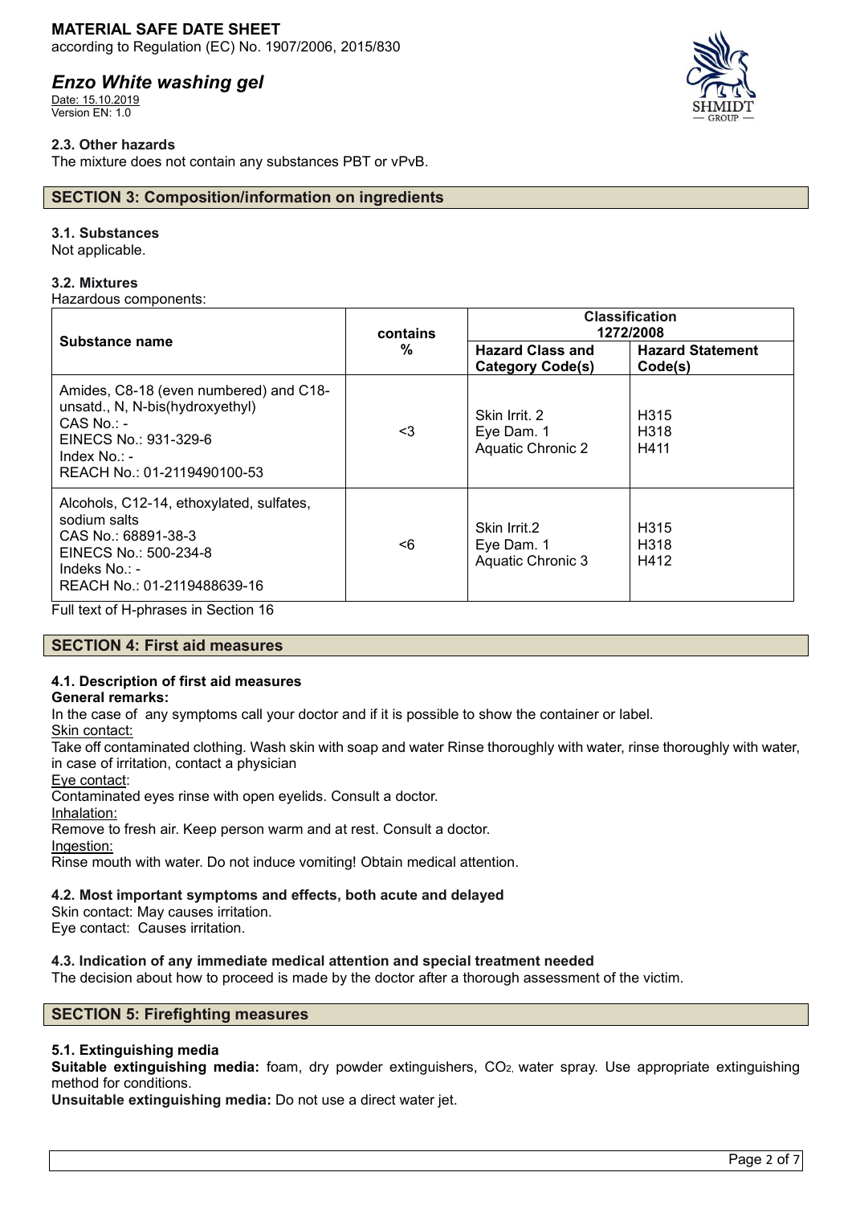### 2.3. Other hazards

The mixture does not contain any substances PBT or vPvB.

## SECTION 3: Composition/information on ingredients

### 3.1. Substances

Not applicable.

### 3.2. Mixtures

Hazardous components:

| Substance name | contains % | Classification 1272/2008 | |
|---|---|---|---|
| | | Hazard Class and Category Code(s) | Hazard Statement Code(s) |
| Amides, C8-18 (even numbered) and C18-unsatd., N, N-bis(hydroxyethyl)<br>CAS No.: -<br>EINECS No.: 931-329-6<br>Index No.: -<br>REACH No.: 01-2119490100-53 | <3 | Skin Irrit. 2<br>Eye Dam. 1<br>Aquatic Chronic 2 | H315<br>H318<br>H411 |
| Alcohols, C12-14, ethoxylated, sulfates, sodium salts<br>CAS No.: 68891-38-3<br>EINECS No.: 500-234-8<br>Indeks No.: -<br>REACH No.: 01-2119488639-16 | <6 | Skin Irrit.2<br>Eye Dam. 1<br>Aquatic Chronic 3 | H315<br>H318<br>H412 |

Full text of H-phrases in Section 16

## SECTION 4: First aid measures

### 4.1. Description of first aid measures

**General remarks:**

In the case of any symptoms call your doctor and if it is possible to show the container or label.

Skin contact:

Take off contaminated clothing. Wash skin with soap and water Rinse thoroughly with water, rinse thoroughly with water, in case of irritation, contact a physician

Eye contact:

Contaminated eyes rinse with open eyelids. Consult a doctor.

Inhalation:

Remove to fresh air. Keep person warm and at rest. Consult a doctor.

Ingestion:

Rinse mouth with water. Do not induce vomiting! Obtain medical attention.

### 4.2. Most important symptoms and effects, both acute and delayed

Skin contact: May causes irritation.
Eye contact: Causes irritation.

### 4.3. Indication of any immediate medical attention and special treatment needed

The decision about how to proceed is made by the doctor after a thorough assessment of the victim.

## SECTION 5: Firefighting measures

### 5.1. Extinguishing media

**Suitable extinguishing media:** foam, dry powder extinguishers, $CO_2$, water spray. Use appropriate extinguishing method for conditions.

**Unsuitable extinguishing media:** Do not use a direct water jet.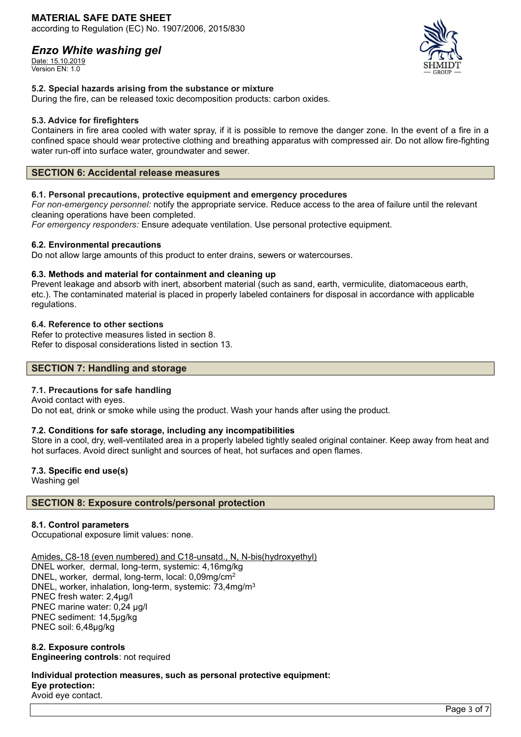### 5.2. Special hazards arising from the substance or mixture

During the fire, can be released toxic decomposition products: carbon oxides.

### 5.3. Advice for firefighters

Containers in fire area cooled with water spray, if it is possible to remove the danger zone. In the event of a fire in a confined space should wear protective clothing and breathing apparatus with compressed air. Do not allow fire-fighting water run-off into surface water, groundwater and sewer.

## SECTION 6: Accidental release measures

### 6.1. Personal precautions, protective equipment and emergency procedures

*For non-emergency personnel:* notify the appropriate service. Reduce access to the area of failure until the relevant cleaning operations have been completed.
*For emergency responders:* Ensure adequate ventilation. Use personal protective equipment.

### 6.2. Environmental precautions

Do not allow large amounts of this product to enter drains, sewers or watercourses.

### 6.3. Methods and material for containment and cleaning up

Prevent leakage and absorb with inert, absorbent material (such as sand, earth, vermiculite, diatomaceous earth, etc.). The contaminated material is placed in properly labeled containers for disposal in accordance with applicable regulations.

### 6.4. Reference to other sections

Refer to protective measures listed in section 8.
Refer to disposal considerations listed in section 13.

## SECTION 7: Handling and storage

### 7.1. Precautions for safe handling

Avoid contact with eyes.
Do not eat, drink or smoke while using the product. Wash your hands after using the product.

### 7.2. Conditions for safe storage, including any incompatibilities

Store in a cool, dry, well-ventilated area in a properly labeled tightly sealed original container. Keep away from heat and hot surfaces. Avoid direct sunlight and sources of heat, hot surfaces and open flames.

### 7.3. Specific end use(s)

Washing gel

## SECTION 8: Exposure controls/personal protection

### 8.1. Control parameters

Occupational exposure limit values: none.

Amides, C8-18 (even numbered) and C18-unsatd., N, N-bis(hydroxyethyl)
DNEL worker, dermal, long-term, systemic: 4,16mg/kg
DNEL, worker, dermal, long-term, local: 0,09mg/cm$^2$
DNEL, worker, inhalation, long-term, systemic: 73,4mg/m$^3$
PNEC fresh water: 2,4µg/l
PNEC marine water: 0,24 µg/l
PNEC sediment: 14,5µg/kg
PNEC soil: 6,48µg/kg

### 8.2. Exposure controls

**Engineering controls**: not required

**Individual protection measures, such as personal protective equipment:**
**Eye protection:**
Avoid eye contact.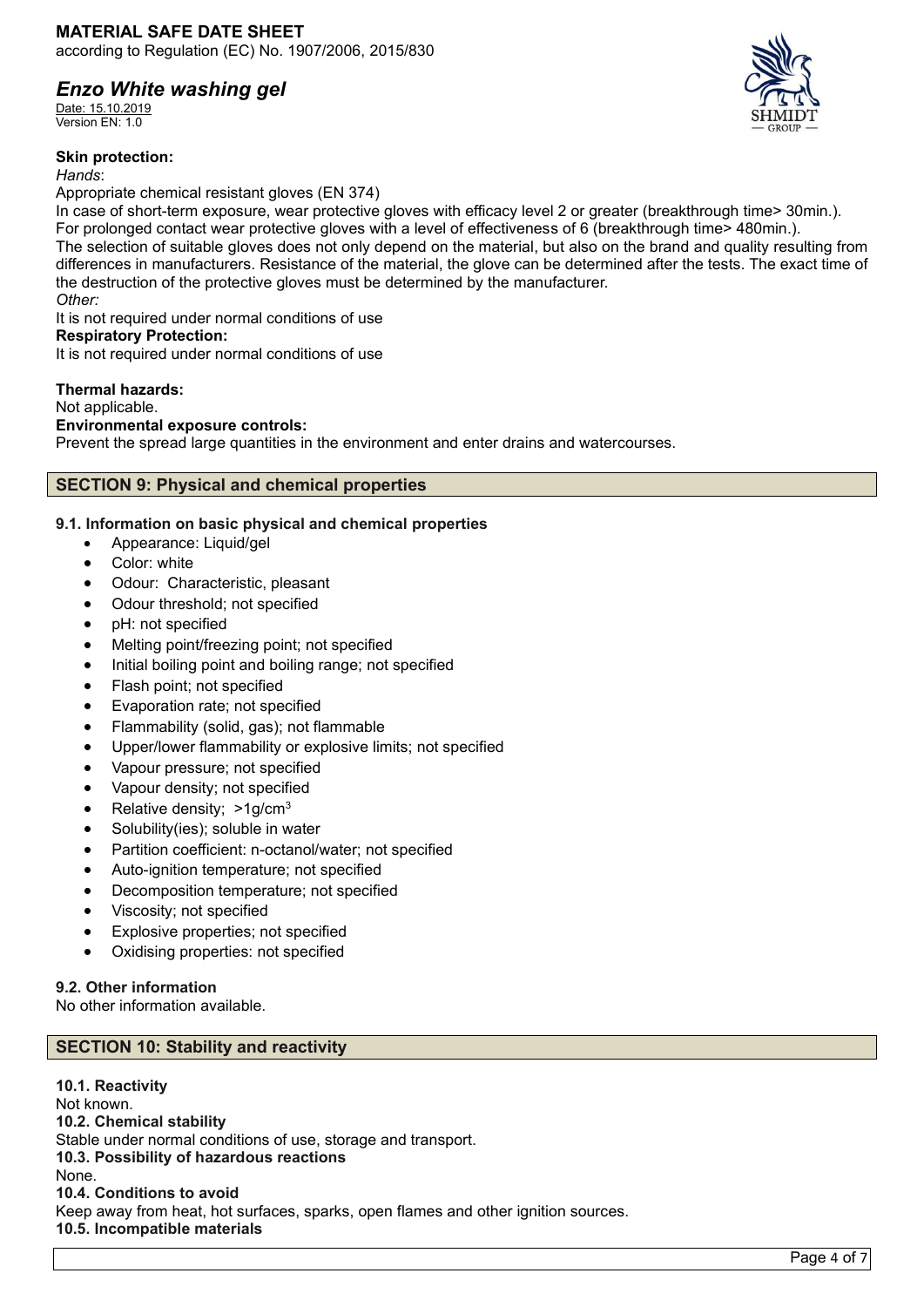**Skin protection:**

*Hands*:

Appropriate chemical resistant gloves (EN 374)

In case of short-term exposure, wear protective gloves with efficacy level 2 or greater (breakthrough time> 30min.).
For prolonged contact wear protective gloves with a level of effectiveness of 6 (breakthrough time> 480min.).
The selection of suitable gloves does not only depend on the material, but also on the brand and quality resulting from differences in manufacturers. Resistance of the material, the glove can be determined after the tests. The exact time of the destruction of the protective gloves must be determined by the manufacturer.

*Other:*

It is not required under normal conditions of use

**Respiratory Protection:**

It is not required under normal conditions of use

**Thermal hazards:**

Not applicable.

**Environmental exposure controls:**

Prevent the spread large quantities in the environment and enter drains and watercourses.

## SECTION 9: Physical and chemical properties

### 9.1. Information on basic physical and chemical properties

- Appearance: Liquid/gel
- Color: white
- Odour: Characteristic, pleasant
- Odour threshold; not specified
- pH: not specified
- Melting point/freezing point; not specified
- Initial boiling point and boiling range; not specified
- Flash point; not specified
- Evaporation rate; not specified
- Flammability (solid, gas); not flammable
- Upper/lower flammability or explosive limits; not specified
- Vapour pressure; not specified
- Vapour density; not specified
- Relative density; >1g/cm$^3$
- Solubility(ies); soluble in water
- Partition coefficient: n-octanol/water; not specified
- Auto-ignition temperature; not specified
- Decomposition temperature; not specified
- Viscosity; not specified
- Explosive properties; not specified
- Oxidising properties: not specified

### 9.2. Other information

No other information available.

## SECTION 10: Stability and reactivity

**10.1. Reactivity**

Not known.

**10.2. Chemical stability**

Stable under normal conditions of use, storage and transport.

**10.3. Possibility of hazardous reactions**

None.

**10.4. Conditions to avoid**

Keep away from heat, hot surfaces, sparks, open flames and other ignition sources.

**10.5. Incompatible materials**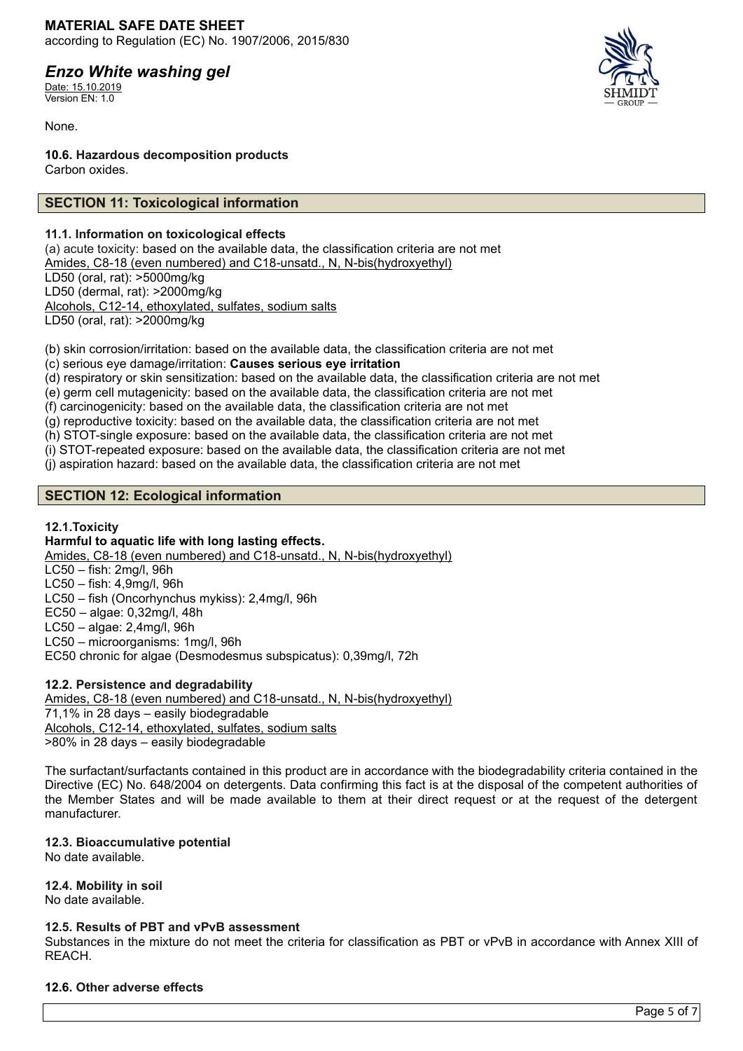None.

**10.6. Hazardous decomposition products**

Carbon oxides.

## SECTION 11: Toxicological information

**11.1. Information on toxicological effects**

(a) acute toxicity: based on the available data, the classification criteria are not met

Amides, C8-18 (even numbered) and C18-unsatd., N, N-bis(hydroxyethyl)

LD50 (oral, rat): >5000mg/kg

LD50 (dermal, rat): >2000mg/kg

Alcohols, C12-14, ethoxylated, sulfates, sodium salts

LD50 (oral, rat): >2000mg/kg

(b) skin corrosion/irritation: based on the available data, the classification criteria are not met

(c) serious eye damage/irritation: **Causes serious eye irritation**

(d) respiratory or skin sensitization: based on the available data, the classification criteria are not met

(e) germ cell mutagenicity: based on the available data, the classification criteria are not met

(f) carcinogenicity: based on the available data, the classification criteria are not met

(g) reproductive toxicity: based on the available data, the classification criteria are not met

(h) STOT-single exposure: based on the available data, the classification criteria are not met

(i) STOT-repeated exposure: based on the available data, the classification criteria are not met

(j) aspiration hazard: based on the available data, the classification criteria are not met

## SECTION 12: Ecological information

**12.1.Toxicity**

**Harmful to aquatic life with long lasting effects.**

Amides, C8-18 (even numbered) and C18-unsatd., N, N-bis(hydroxyethyl)

LC50 – fish: 2mg/l, 96h

LC50 – fish: 4,9mg/l, 96h

LC50 – fish (Oncorhynchus mykiss): 2,4mg/l, 96h

EC50 – algae: 0,32mg/l, 48h

LC50 – algae: 2,4mg/l, 96h

LC50 – microorganisms: 1mg/l, 96h

EC50 chronic for algae (Desmodesmus subspicatus): 0,39mg/l, 72h

**12.2. Persistence and degradability**

Amides, C8-18 (even numbered) and C18-unsatd., N, N-bis(hydroxyethyl)

71,1% in 28 days – easily biodegradable

Alcohols, C12-14, ethoxylated, sulfates, sodium salts

>80% in 28 days – easily biodegradable

The surfactant/surfactants contained in this product are in accordance with the biodegradability criteria contained in the Directive (EC) No. 648/2004 on detergents. Data confirming this fact is at the disposal of the competent authorities of the Member States and will be made available to them at their direct request or at the request of the detergent manufacturer.

**12.3. Bioaccumulative potential**

No date available.

**12.4. Mobility in soil**

No date available.

**12.5. Results of PBT and vPvB assessment**

Substances in the mixture do not meet the criteria for classification as PBT or vPvB in accordance with Annex XIII of REACH.

**12.6. Other adverse effects**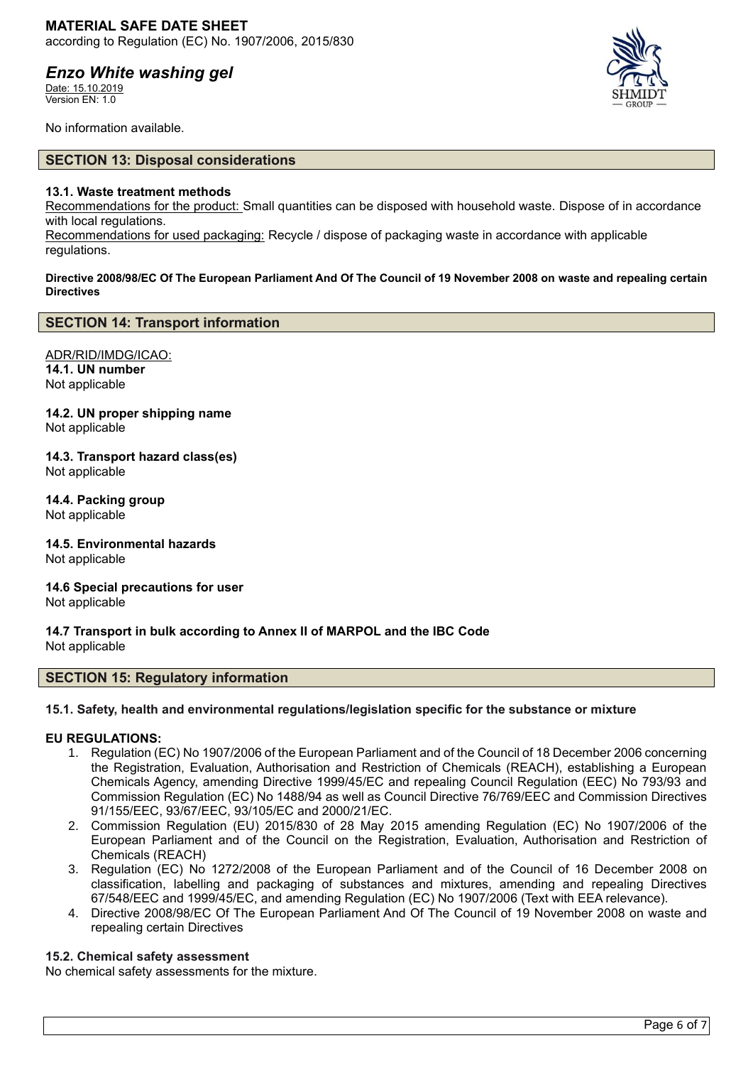No information available.

## SECTION 13: Disposal considerations

### 13.1. Waste treatment methods

Recommendations for the product: Small quantities can be disposed with household waste. Dispose of in accordance with local regulations.

Recommendations for used packaging: Recycle / dispose of packaging waste in accordance with applicable regulations.

**Directive 2008/98/EC Of The European Parliament And Of The Council of 19 November 2008 on waste and repealing certain Directives**

## SECTION 14: Transport information

ADR/RID/IMDG/ICAO:

**14.1. UN number**
Not applicable

**14.2. UN proper shipping name**
Not applicable

**14.3. Transport hazard class(es)**
Not applicable

**14.4. Packing group**
Not applicable

**14.5. Environmental hazards**
Not applicable

**14.6 Special precautions for user**
Not applicable

**14.7 Transport in bulk according to Annex II of MARPOL and the IBC Code**
Not applicable

## SECTION 15: Regulatory information

### 15.1. Safety, health and environmental regulations/legislation specific for the substance or mixture

**EU REGULATIONS:**

1. Regulation (EC) No 1907/2006 of the European Parliament and of the Council of 18 December 2006 concerning the Registration, Evaluation, Authorisation and Restriction of Chemicals (REACH), establishing a European Chemicals Agency, amending Directive 1999/45/EC and repealing Council Regulation (EEC) No 793/93 and Commission Regulation (EC) No 1488/94 as well as Council Directive 76/769/EEC and Commission Directives 91/155/EEC, 93/67/EEC, 93/105/EC and 2000/21/EC.
2. Commission Regulation (EU) 2015/830 of 28 May 2015 amending Regulation (EC) No 1907/2006 of the European Parliament and of the Council on the Registration, Evaluation, Authorisation and Restriction of Chemicals (REACH)
3. Regulation (EC) No 1272/2008 of the European Parliament and of the Council of 16 December 2008 on classification, labelling and packaging of substances and mixtures, amending and repealing Directives 67/548/EEC and 1999/45/EC, and amending Regulation (EC) No 1907/2006 (Text with EEA relevance).
4. Directive 2008/98/EC Of The European Parliament And Of The Council of 19 November 2008 on waste and repealing certain Directives

### 15.2. Chemical safety assessment

No chemical safety assessments for the mixture.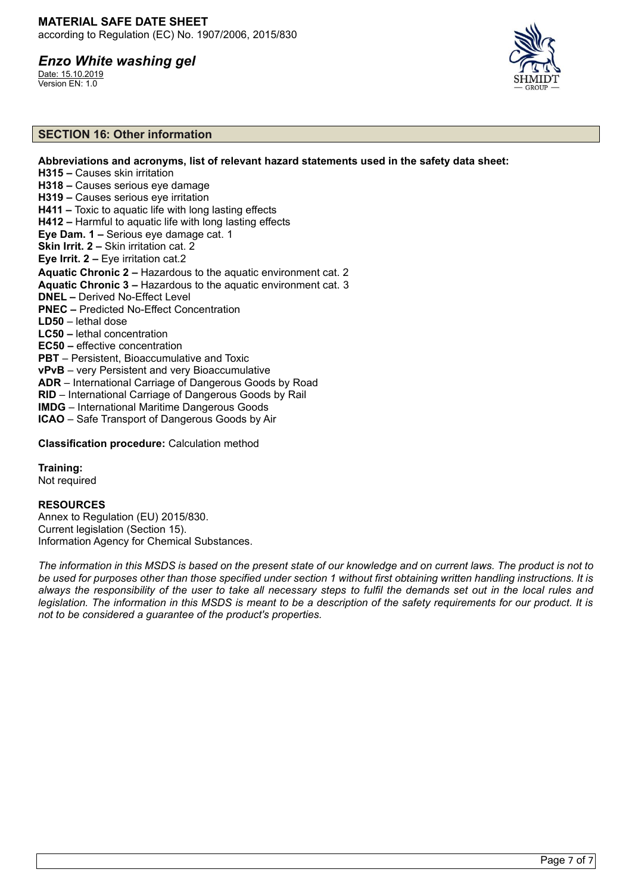## SECTION 16: Other information

**Abbreviations and acronyms, list of relevant hazard statements used in the safety data sheet:**

**H315 –** Causes skin irritation
**H318 –** Causes serious eye damage
**H319 –** Causes serious eye irritation
**H411 –** Toxic to aquatic life with long lasting effects
**H412 –** Harmful to aquatic life with long lasting effects
**Eye Dam. 1 –** Serious eye damage cat. 1
**Skin Irrit. 2 –** Skin irritation cat. 2
**Eye Irrit. 2 –** Eye irritation cat.2
**Aquatic Chronic 2 –** Hazardous to the aquatic environment cat. 2
**Aquatic Chronic 3 –** Hazardous to the aquatic environment cat. 3
**DNEL –** Derived No-Effect Level
**PNEC –** Predicted No-Effect Concentration
**LD50** – lethal dose
**LC50 –** lethal concentration
**EC50 –** effective concentration
**PBT** – Persistent, Bioaccumulative and Toxic
**vPvB** – very Persistent and very Bioaccumulative
**ADR** – International Carriage of Dangerous Goods by Road
**RID** – International Carriage of Dangerous Goods by Rail
**IMDG** – International Maritime Dangerous Goods
**ICAO** – Safe Transport of Dangerous Goods by Air

**Classification procedure:** Calculation method

**Training:**
Not required

**RESOURCES**
Annex to Regulation (EU) 2015/830.
Current legislation (Section 15).
Information Agency for Chemical Substances.

*The information in this MSDS is based on the present state of our knowledge and on current laws. The product is not to be used for purposes other than those specified under section 1 without first obtaining written handling instructions. It is always the responsibility of the user to take all necessary steps to fulfil the demands set out in the local rules and legislation. The information in this MSDS is meant to be a description of the safety requirements for our product. It is not to be considered a guarantee of the product's properties.*